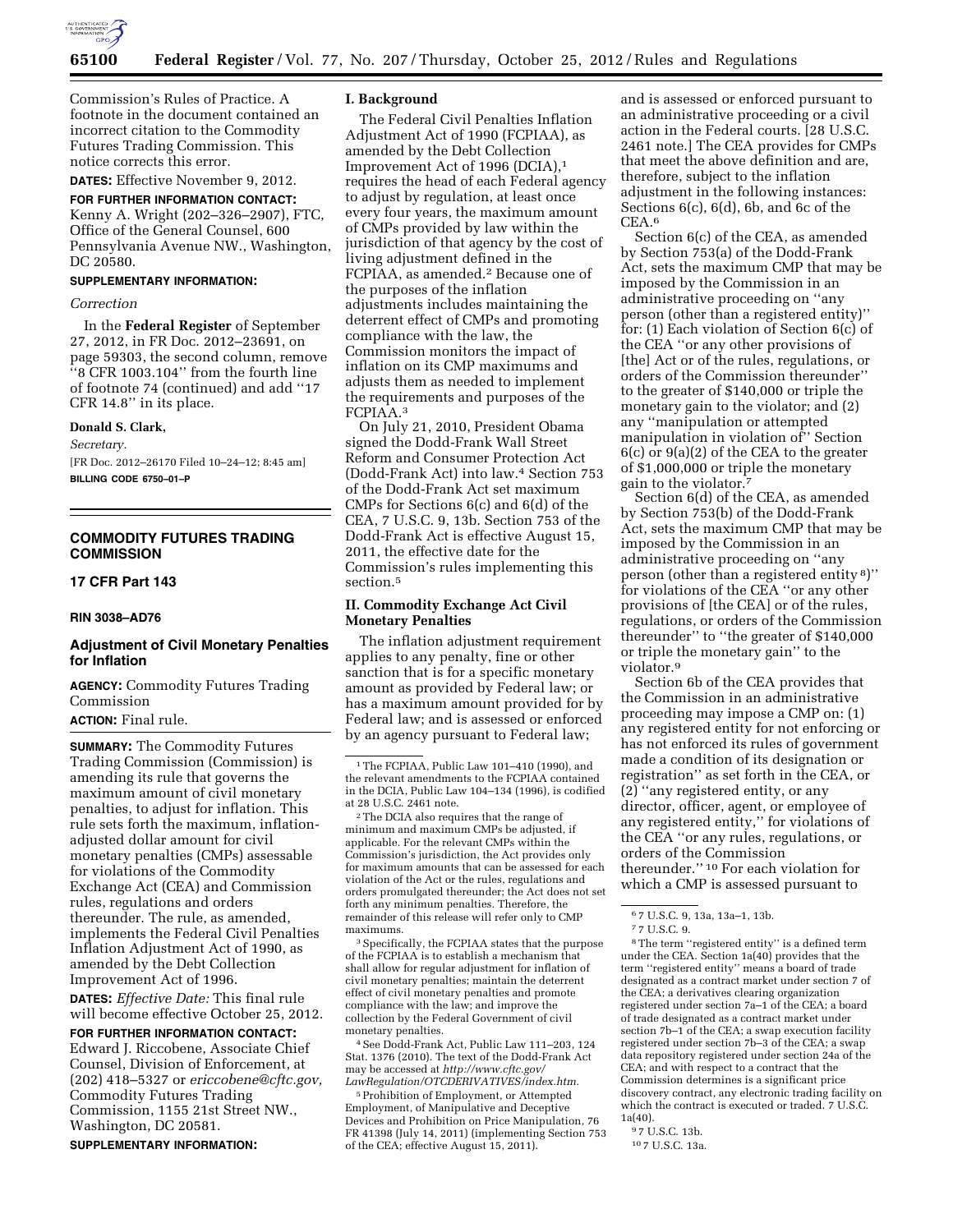Commission's Rules of Practice. A footnote in the document contained an incorrect citation to the Commodity Futures Trading Commission. This notice corrects this error.

**DATES:** Effective November 9, 2012.

**FOR FURTHER INFORMATION CONTACT:** Kenny A. Wright (202–326–2907), FTC, Office of the General Counsel, 600 Pennsylvania Avenue NW., Washington, DC 20580.

**SUPPLEMENTARY INFORMATION:**

*Correction*

In the **Federal Register** of September 27, 2012, in FR Doc. 2012–23691, on page 59303, the second column, remove ''8 CFR 1003.104'' from the fourth line of footnote 74 (continued) and add ''17 CFR 14.8'' in its place.

**Donald S. Clark,**

*Secretary.*

[FR Doc. 2012–26170 Filed 10–24–12; 8:45 am]

**BILLING CODE 6750–01–P**

---

## COMMODITY FUTURES TRADING COMMISSION

### 17 CFR Part 143

### RIN 3038–AD76

### Adjustment of Civil Monetary Penalties for Inflation

**AGENCY:** Commodity Futures Trading Commission

**ACTION:** Final rule.

**SUMMARY:** The Commodity Futures Trading Commission (Commission) is amending its rule that governs the maximum amount of civil monetary penalties, to adjust for inflation. This rule sets forth the maximum, inflation-adjusted dollar amount for civil monetary penalties (CMPs) assessable for violations of the Commodity Exchange Act (CEA) and Commission rules, regulations and orders thereunder. The rule, as amended, implements the Federal Civil Penalties Inflation Adjustment Act of 1990, as amended by the Debt Collection Improvement Act of 1996.

**DATES:** *Effective Date:* This final rule will become effective October 25, 2012.

**FOR FURTHER INFORMATION CONTACT:** Edward J. Riccobene, Associate Chief Counsel, Division of Enforcement, at (202) 418–5327 or *ericcobene@cftc.gov,* Commodity Futures Trading Commission, 1155 21st Street NW., Washington, DC 20581.

**SUPPLEMENTARY INFORMATION:**

#### I. Background

The Federal Civil Penalties Inflation Adjustment Act of 1990 (FCPIAA), as amended by the Debt Collection Improvement Act of 1996 (DCIA),[1] requires the head of each Federal agency to adjust by regulation, at least once every four years, the maximum amount of CMPs provided by law within the jurisdiction of that agency by the cost of living adjustment defined in the FCPIAA, as amended.[2] Because one of the purposes of the inflation adjustments includes maintaining the deterrent effect of CMPs and promoting compliance with the law, the Commission monitors the impact of inflation on its CMP maximums and adjusts them as needed to implement the requirements and purposes of the FCPIAA.[3]

On July 21, 2010, President Obama signed the Dodd-Frank Wall Street Reform and Consumer Protection Act (Dodd-Frank Act) into law.[4] Section 753 of the Dodd-Frank Act set maximum CMPs for Sections 6(c) and 6(d) of the CEA, 7 U.S.C. 9, 13b. Section 753 of the Dodd-Frank Act is effective August 15, 2011, the effective date for the Commission's rules implementing this section.[5]

#### II. Commodity Exchange Act Civil Monetary Penalties

The inflation adjustment requirement applies to any penalty, fine or other sanction that is for a specific monetary amount as provided by Federal law; or has a maximum amount provided for by Federal law; and is assessed or enforced by an agency pursuant to Federal law; and is assessed or enforced pursuant to an administrative proceeding or a civil action in the Federal courts. [28 U.S.C. 2461 note.] The CEA provides for CMPs that meet the above definition and are, therefore, subject to the inflation adjustment in the following instances: Sections 6(c), 6(d), 6b, and 6c of the CEA.[6]

Section 6(c) of the CEA, as amended by Section 753(a) of the Dodd-Frank Act, sets the maximum CMP that may be imposed by the Commission in an administrative proceeding on ''any person (other than a registered entity)'' for: (1) Each violation of Section 6(c) of the CEA ''or any other provisions of [the] Act or of the rules, regulations, or orders of the Commission thereunder'' to the greater of $140,000 or triple the monetary gain to the violator; and (2) any ''manipulation or attempted manipulation in violation of'' Section 6(c) or 9(a)(2) of the CEA to the greater of $1,000,000 or triple the monetary gain to the violator.[7]

Section 6(d) of the CEA, as amended by Section 753(b) of the Dodd-Frank Act, sets the maximum CMP that may be imposed by the Commission in an administrative proceeding on ''any person (other than a registered entity [8])'' for violations of the CEA ''or any other provisions of [the CEA] or of the rules, regulations, or orders of the Commission thereunder'' to ''the greater of $140,000 or triple the monetary gain'' to the violator.[9]

Section 6b of the CEA provides that the Commission in an administrative proceeding may impose a CMP on: (1) any registered entity for not enforcing or has not enforced its rules of government made a condition of its designation or registration'' as set forth in the CEA, or (2) ''any registered entity, or any director, officer, agent, or employee of any registered entity,'' for violations of the CEA ''or any rules, regulations, or orders of the Commission thereunder.'' [10] For each violation for which a CMP is assessed pursuant to

---

[1] The FCPIAA, Public Law 101–410 (1990), and the relevant amendments to the FCPIAA contained in the DCIA, Public Law 104–134 (1996), is codified at 28 U.S.C. 2461 note.

[2] The DCIA also requires that the range of minimum and maximum CMPs be adjusted, if applicable. For the relevant CMPs within the Commission's jurisdiction, the Act provides only for maximum amounts that can be assessed for each violation of the Act or the rules, regulations and orders promulgated thereunder; the Act does not set forth any minimum penalties. Therefore, the remainder of this release will refer only to CMP maximums.

[3] Specifically, the FCPIAA states that the purpose of the FCPIAA is to establish a mechanism that shall allow for regular adjustment for inflation of civil monetary penalties; maintain the deterrent effect of civil monetary penalties and promote compliance with the law; and improve the collection by the Federal Government of civil monetary penalties.

[4] See Dodd-Frank Act, Public Law 111–203, 124 Stat. 1376 (2010). The text of the Dodd-Frank Act may be accessed at *http://www.cftc.gov/LawRegulation/OTCDERIVATIVES/index.htm.*

[5] Prohibition of Employment, or Attempted Employment, of Manipulative and Deceptive Devices and Prohibition on Price Manipulation, 76 FR 41398 (July 14, 2011) (implementing Section 753 of the CEA; effective August 15, 2011).

[6] 7 U.S.C. 9, 13a, 13a–1, 13b.

[7] 7 U.S.C. 9.

[8] The term ''registered entity'' is a defined term under the CEA. Section 1a(40) provides that the term ''registered entity'' means a board of trade designated as a contract market under section 7 of the CEA; a derivatives clearing organization registered under section 7a–1 of the CEA; a board of trade designated as a contract market under section 7b–1 of the CEA; a swap execution facility registered under section 7b–3 of the CEA; a swap data repository registered under section 24a of the CEA; and with respect to a contract that the Commission determines is a significant price discovery contract, any electronic trading facility on which the contract is executed or traded. 7 U.S.C. 1a(40).

[9] 7 U.S.C. 13b.

[10] 7 U.S.C. 13a.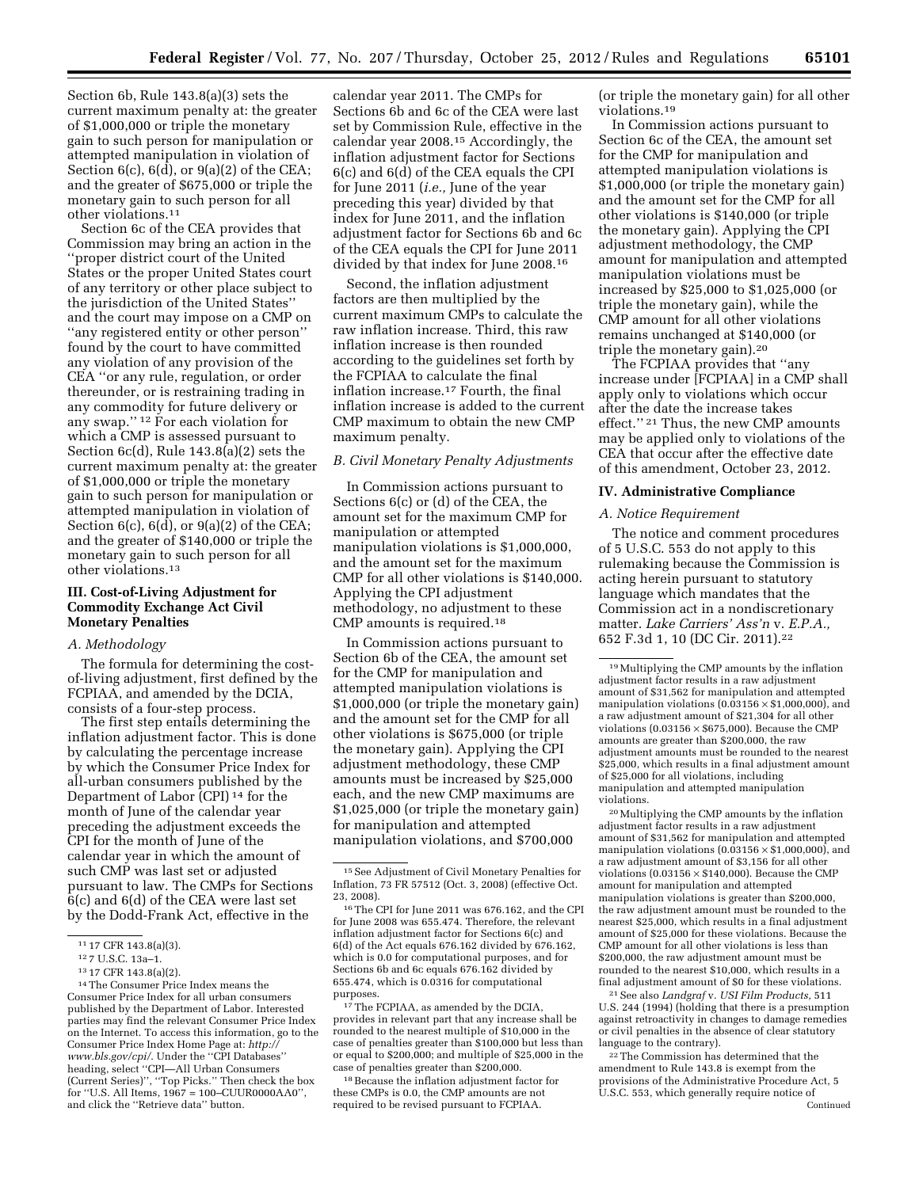Section 6b, Rule 143.8(a)(3) sets the current maximum penalty at: the greater of $1,000,000 or triple the monetary gain to such person for manipulation or attempted manipulation in violation of Section 6(c), 6(d), or 9(a)(2) of the CEA; and the greater of $675,000 or triple the monetary gain to such person for all other violations.[11]

Section 6c of the CEA provides that Commission may bring an action in the ''proper district court of the United States or the proper United States court of any territory or other place subject to the jurisdiction of the United States'' and the court may impose on a CMP on ''any registered entity or other person'' found by the court to have committed any violation of any provision of the CEA ''or any rule, regulation, or order thereunder, or is restraining trading in any commodity for future delivery or any swap.''[12] For each violation for which a CMP is assessed pursuant to Section 6c(d), Rule 143.8(a)(2) sets the current maximum penalty at: the greater of $1,000,000 or triple the monetary gain to such person for manipulation or attempted manipulation in violation of Section 6(c), 6(d), or 9(a)(2) of the CEA; and the greater of $140,000 or triple the monetary gain to such person for all other violations.[13]

## III. Cost-of-Living Adjustment for Commodity Exchange Act Civil Monetary Penalties

### *A. Methodology*

The formula for determining the cost-of-living adjustment, first defined by the FCPIAA, and amended by the DCIA, consists of a four-step process.

The first step entails determining the inflation adjustment factor. This is done by calculating the percentage increase by which the Consumer Price Index for all-urban consumers published by the Department of Labor (CPI)[14] for the month of June of the calendar year preceding the adjustment exceeds the CPI for the month of June of the calendar year in which the amount of such CMP was last set or adjusted pursuant to law. The CMPs for Sections 6(c) and 6(d) of the CEA were last set by the Dodd-Frank Act, effective in the calendar year 2011. The CMPs for Sections 6b and 6c of the CEA were last set by Commission Rule, effective in the calendar year 2008.[15] Accordingly, the inflation adjustment factor for Sections 6(c) and 6(d) of the CEA equals the CPI for June 2011 (*i.e.,* June of the year preceding this year) divided by that index for June 2011, and the inflation adjustment factor for Sections 6b and 6c of the CEA equals the CPI for June 2011 divided by that index for June 2008.[16]

Second, the inflation adjustment factors are then multiplied by the current maximum CMPs to calculate the raw inflation increase. Third, this raw inflation increase is then rounded according to the guidelines set forth by the FCPIAA to calculate the final inflation increase.[17] Fourth, the final inflation increase is added to the current CMP maximum to obtain the new CMP maximum penalty.

### *B. Civil Monetary Penalty Adjustments*

In Commission actions pursuant to Sections 6(c) or (d) of the CEA, the amount set for the maximum CMP for manipulation or attempted manipulation violations is $1,000,000, and the amount set for the maximum CMP for all other violations is $140,000. Applying the CPI adjustment methodology, no adjustment to these CMP amounts is required.[18]

In Commission actions pursuant to Section 6b of the CEA, the amount set for the CMP for manipulation and attempted manipulation violations is $1,000,000 (or triple the monetary gain) and the amount set for the CMP for all other violations is $675,000 (or triple the monetary gain). Applying the CPI adjustment methodology, these CMP amounts must be increased by $25,000 each, and the new CMP maximums are $1,025,000 (or triple the monetary gain) for manipulation and attempted manipulation violations, and $700,000 (or triple the monetary gain) for all other violations.[19]

In Commission actions pursuant to Section 6c of the CEA, the amount set for the CMP for manipulation and attempted manipulation violations is $1,000,000 (or triple the monetary gain) and the amount set for the CMP for all other violations is $140,000 (or triple the monetary gain). Applying the CPI adjustment methodology, the CMP amount for manipulation and attempted manipulation violations must be increased by $25,000 to $1,025,000 (or triple the monetary gain), while the CMP amount for all other violations remains unchanged at $140,000 (or triple the monetary gain).[20]

The FCPIAA provides that ''any increase under [FCPIAA] in a CMP shall apply only to violations which occur after the date the increase takes effect.''[21] Thus, the new CMP amounts may be applied only to violations of the CEA that occur after the effective date of this amendment, October 23, 2012.

## IV. Administrative Compliance

### *A. Notice Requirement*

The notice and comment procedures of 5 U.S.C. 553 do not apply to this rulemaking because the Commission is acting herein pursuant to statutory language which mandates that the Commission act in a nondiscretionary matter. *Lake Carriers' Ass'n* v. *E.P.A.,* 652 F.3d 1, 10 (DC Cir. 2011).[22]

---

[11] 17 CFR 143.8(a)(3).

[12] 7 U.S.C. 13a–1.

[13] 17 CFR 143.8(a)(2).

[14] The Consumer Price Index means the Consumer Price Index for all urban consumers published by the Department of Labor. Interested parties may find the relevant Consumer Price Index on the Internet. To access this information, go to the Consumer Price Index Home Page at: *http://www.bls.gov/cpi/*. Under the ''CPI Databases'' heading, select ''CPI—All Urban Consumers (Current Series)'', ''Top Picks.'' Then check the box for ''U.S. All Items, 1967 = 100–CUUR0000AA0'', and click the ''Retrieve data'' button.

[15] See Adjustment of Civil Monetary Penalties for Inflation, 73 FR 57512 (Oct. 3, 2008) (effective Oct. 23, 2008).

[16] The CPI for June 2011 was 676.162, and the CPI for June 2008 was 655.474. Therefore, the relevant inflation adjustment factor for Sections 6(c) and 6(d) of the Act equals 676.162 divided by 676.162, which is 0.0 for computational purposes, and for Sections 6b and 6c equals 676.162 divided by 655.474, which is 0.0316 for computational purposes.

[17] The FCPIAA, as amended by the DCIA, provides in relevant part that any increase shall be rounded to the nearest multiple of $10,000 in the case of penalties greater than $100,000 but less than or equal to $200,000; and multiple of $25,000 in the case of penalties greater than $200,000.

[18] Because the inflation adjustment factor for these CMPs is 0.0, the CMP amounts are not required to be revised pursuant to FCPIAA.

[19] Multiplying the CMP amounts by the inflation adjustment factor results in a raw adjustment amount of $31,562 for manipulation and attempted manipulation violations (0.03156 × $1,000,000), and a raw adjustment amount of $21,304 for all other violations (0.03156 × $675,000). Because the CMP amounts are greater than $200,000, the raw adjustment amounts must be rounded to the nearest $25,000, which results in a final adjustment amount of $25,000 for all violations, including manipulation and attempted manipulation violations.

[20] Multiplying the CMP amounts by the inflation adjustment factor results in a raw adjustment amount of $31,562 for manipulation and attempted manipulation violations (0.03156 × $1,000,000), and a raw adjustment amount of $3,156 for all other violations (0.03156 × $140,000). Because the CMP amount for manipulation and attempted manipulation violations is greater than $200,000, the raw adjustment amount must be rounded to the nearest $25,000, which results in a final adjustment amount of $25,000 for these violations. Because the CMP amount for all other violations is less than $200,000, the raw adjustment amount must be rounded to the nearest $10,000, which results in a final adjustment amount of $0 for these violations.

[21] See also *Landgraf* v. *USI Film Products,* 511 U.S. 244 (1994) (holding that there is a presumption against retroactivity in changes to damage remedies or civil penalties in the absence of clear statutory language to the contrary).

[22] The Commission has determined that the amendment to Rule 143.8 is exempt from the provisions of the Administrative Procedure Act, 5 U.S.C. 553, which generally require notice of

Continued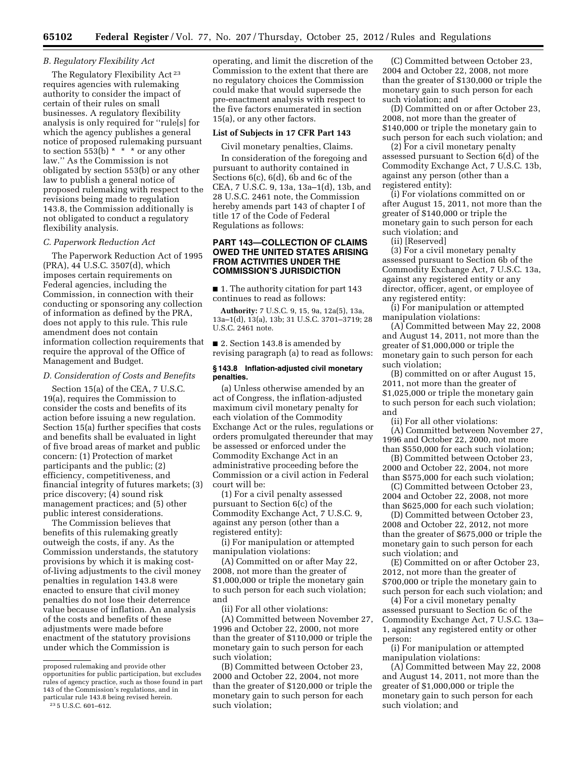### B. Regulatory Flexibility Act

The Regulatory Flexibility Act [23] requires agencies with rulemaking authority to consider the impact of certain of their rules on small businesses. A regulatory flexibility analysis is only required for ''rule[s] for which the agency publishes a general notice of proposed rulemaking pursuant to section 553(b) * * * or any other law.'' As the Commission is not obligated by section 553(b) or any other law to publish a general notice of proposed rulemaking with respect to the revisions being made to regulation 143.8, the Commission additionally is not obligated to conduct a regulatory flexibility analysis.

### C. Paperwork Reduction Act

The Paperwork Reduction Act of 1995 (PRA), 44 U.S.C. 3507(d), which imposes certain requirements on Federal agencies, including the Commission, in connection with their conducting or sponsoring any collection of information as defined by the PRA, does not apply to this rule. This rule amendment does not contain information collection requirements that require the approval of the Office of Management and Budget.

### D. Consideration of Costs and Benefits

Section 15(a) of the CEA, 7 U.S.C. 19(a), requires the Commission to consider the costs and benefits of its action before issuing a new regulation. Section 15(a) further specifies that costs and benefits shall be evaluated in light of five broad areas of market and public concern: (1) Protection of market participants and the public; (2) efficiency, competitiveness, and financial integrity of futures markets; (3) price discovery; (4) sound risk management practices; and (5) other public interest considerations.

The Commission believes that benefits of this rulemaking greatly outweigh the costs, if any. As the Commission understands, the statutory provisions by which it is making cost-of-living adjustments to the civil money penalties in regulation 143.8 were enacted to ensure that civil money penalties do not lose their deterrence value because of inflation. An analysis of the costs and benefits of these adjustments were made before enactment of the statutory provisions under which the Commission is operating, and limit the discretion of the Commission to the extent that there are no regulatory choices the Commission could make that would supersede the pre-enactment analysis with respect to the five factors enumerated in section 15(a), or any other factors.

**List of Subjects in 17 CFR Part 143**

Civil monetary penalties, Claims.

In consideration of the foregoing and pursuant to authority contained in Sections 6(c), 6(d), 6b and 6c of the CEA, 7 U.S.C. 9, 13a, 13a–1(d), 13b, and 28 U.S.C. 2461 note, the Commission hereby amends part 143 of chapter I of title 17 of the Code of Federal Regulations as follows:

## PART 143—COLLECTION OF CLAIMS OWED THE UNITED STATES ARISING FROM ACTIVITIES UNDER THE COMMISSION'S JURISDICTION

■ 1. The authority citation for part 143 continues to read as follows:

**Authority:** 7 U.S.C. 9, 15, 9a, 12a(5), 13a, 13a–1(d), 13(a), 13b; 31 U.S.C. 3701–3719; 28 U.S.C. 2461 note.

■ 2. Section 143.8 is amended by revising paragraph (a) to read as follows:

**§ 143.8 Inflation-adjusted civil monetary penalties.**

(a) Unless otherwise amended by an act of Congress, the inflation-adjusted maximum civil monetary penalty for each violation of the Commodity Exchange Act or the rules, regulations or orders promulgated thereunder that may be assessed or enforced under the Commodity Exchange Act in an administrative proceeding before the Commission or a civil action in Federal court will be:

(1) For a civil penalty assessed pursuant to Section 6(c) of the Commodity Exchange Act, 7 U.S.C. 9, against any person (other than a registered entity):

(i) For manipulation or attempted manipulation violations:

(A) Committed on or after May 22, 2008, not more than the greater of $1,000,000 or triple the monetary gain to such person for each such violation; and

(ii) For all other violations:

(A) Committed between November 27, 1996 and October 22, 2000, not more than the greater of $110,000 or triple the monetary gain to such person for each such violation;

(B) Committed between October 23, 2000 and October 22, 2004, not more than the greater of $120,000 or triple the monetary gain to such person for each such violation;

(C) Committed between October 23, 2004 and October 22, 2008, not more than the greater of $130,000 or triple the monetary gain to such person for each such violation; and

(D) Committed on or after October 23, 2008, not more than the greater of $140,000 or triple the monetary gain to such person for each such violation; and

(2) For a civil monetary penalty assessed pursuant to Section 6(d) of the Commodity Exchange Act, 7 U.S.C. 13b, against any person (other than a registered entity):

(i) For violations committed on or after August 15, 2011, not more than the greater of $140,000 or triple the monetary gain to such person for each such violation; and

(ii) [Reserved]

(3) For a civil monetary penalty assessed pursuant to Section 6b of the Commodity Exchange Act, 7 U.S.C. 13a, against any registered entity or any director, officer, agent, or employee of any registered entity:

(i) For manipulation or attempted manipulation violations:

(A) Committed between May 22, 2008 and August 14, 2011, not more than the greater of $1,000,000 or triple the monetary gain to such person for each such violation;

(B) committed on or after August 15, 2011, not more than the greater of $1,025,000 or triple the monetary gain to such person for each such violation; and

(ii) For all other violations:

(A) Committed between November 27, 1996 and October 22, 2000, not more than $550,000 for each such violation;

(B) Committed between October 23, 2000 and October 22, 2004, not more than $575,000 for each such violation;

(C) Committed between October 23, 2004 and October 22, 2008, not more than $625,000 for each such violation;

(D) Committed between October 23, 2008 and October 22, 2012, not more than the greater of $675,000 or triple the monetary gain to such person for each such violation; and

(E) Committed on or after October 23, 2012, not more than the greater of $700,000 or triple the monetary gain to such person for each such violation; and

(4) For a civil monetary penalty assessed pursuant to Section 6c of the Commodity Exchange Act, 7 U.S.C. 13a–1, against any registered entity or other person:

(i) For manipulation or attempted manipulation violations:

(A) Committed between May 22, 2008 and August 14, 2011, not more than the greater of $1,000,000 or triple the monetary gain to such person for each such violation; and

---

proposed rulemaking and provide other opportunities for public participation, but excludes rules of agency practice, such as those found in part 143 of the Commission's regulations, and in particular rule 143.8 being revised herein.

[23] 5 U.S.C. 601–612.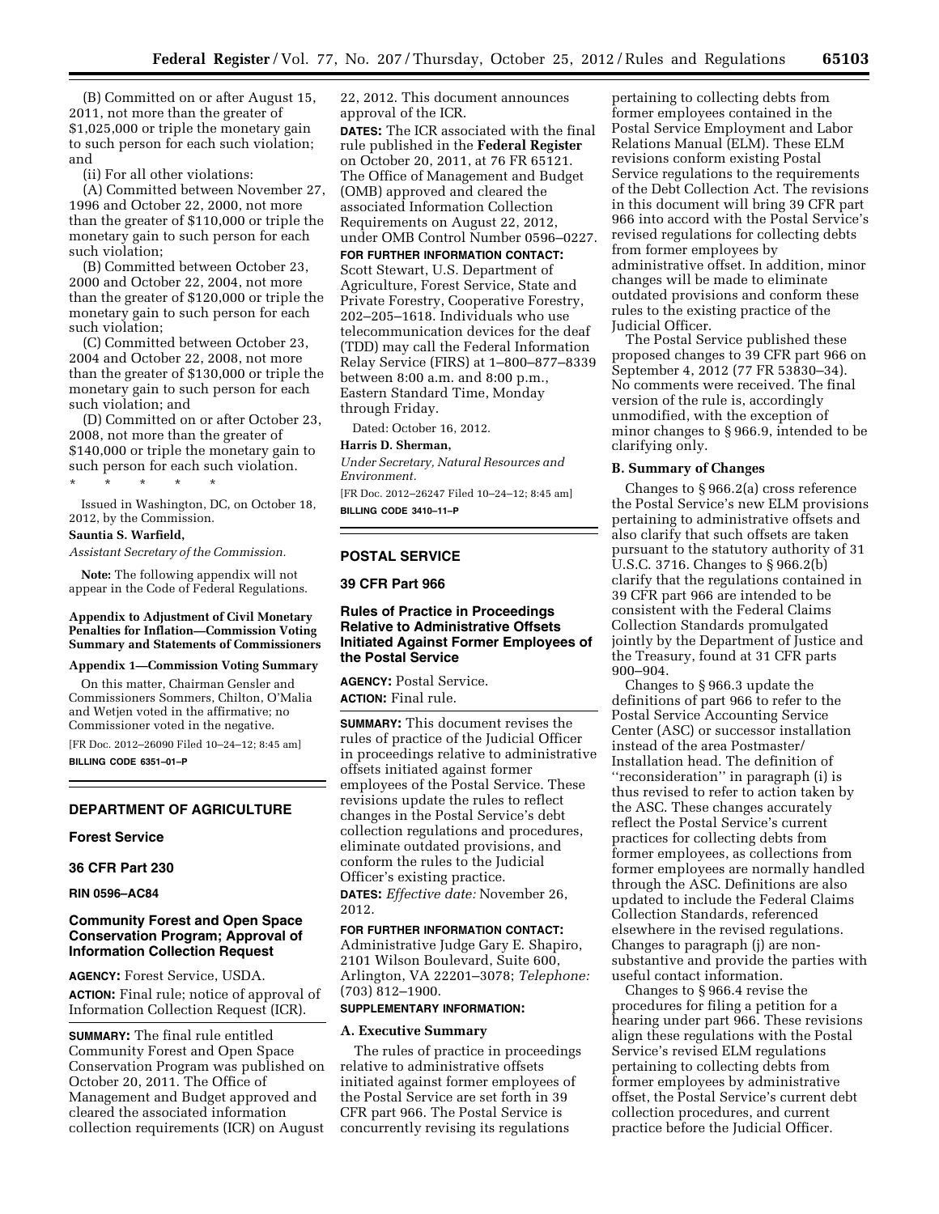(B) Committed on or after August 15, 2011, not more than the greater of $1,025,000 or triple the monetary gain to such person for each such violation; and

(ii) For all other violations:

(A) Committed between November 27, 1996 and October 22, 2000, not more than the greater of $110,000 or triple the monetary gain to such person for each such violation;

(B) Committed between October 23, 2000 and October 22, 2004, not more than the greater of $120,000 or triple the monetary gain to such person for each such violation;

(C) Committed between October 23, 2004 and October 22, 2008, not more than the greater of $130,000 or triple the monetary gain to such person for each such violation; and

(D) Committed on or after October 23, 2008, not more than the greater of $140,000 or triple the monetary gain to such person for each such violation.

* * * * *

Issued in Washington, DC, on October 18, 2012, by the Commission.

**Sauntia S. Warfield,**

*Assistant Secretary of the Commission.*

**Note:** The following appendix will not appear in the Code of Federal Regulations.

**Appendix to Adjustment of Civil Monetary Penalties for Inflation—Commission Voting Summary and Statements of Commissioners**

**Appendix 1—Commission Voting Summary**

On this matter, Chairman Gensler and Commissioners Sommers, Chilton, O'Malia and Wetjen voted in the affirmative; no Commissioner voted in the negative.

[FR Doc. 2012–26090 Filed 10–24–12; 8:45 am]

**BILLING CODE 6351–01–P**

## DEPARTMENT OF AGRICULTURE

### Forest Service

### 36 CFR Part 230

**RIN 0596–AC84**

### Community Forest and Open Space Conservation Program; Approval of Information Collection Request

**AGENCY:** Forest Service, USDA.

**ACTION:** Final rule; notice of approval of Information Collection Request (ICR).

**SUMMARY:** The final rule entitled Community Forest and Open Space Conservation Program was published on October 20, 2011. The Office of Management and Budget approved and cleared the associated information collection requirements (ICR) on August 22, 2012. This document announces approval of the ICR.

**DATES:** The ICR associated with the final rule published in the **Federal Register** on October 20, 2011, at 76 FR 65121. The Office of Management and Budget (OMB) approved and cleared the associated Information Collection Requirements on August 22, 2012, under OMB Control Number 0596–0227.

**FOR FURTHER INFORMATION CONTACT:** Scott Stewart, U.S. Department of Agriculture, Forest Service, State and Private Forestry, Cooperative Forestry, 202–205–1618. Individuals who use telecommunication devices for the deaf (TDD) may call the Federal Information Relay Service (FIRS) at 1–800–877–8339 between 8:00 a.m. and 8:00 p.m., Eastern Standard Time, Monday through Friday.

Dated: October 16, 2012.

**Harris D. Sherman,**

*Under Secretary, Natural Resources and Environment.*

[FR Doc. 2012–26247 Filed 10–24–12; 8:45 am]

**BILLING CODE 3410–11–P**

## POSTAL SERVICE

### 39 CFR Part 966

### Rules of Practice in Proceedings Relative to Administrative Offsets Initiated Against Former Employees of the Postal Service

**AGENCY:** Postal Service.

**ACTION:** Final rule.

**SUMMARY:** This document revises the rules of practice of the Judicial Officer in proceedings relative to administrative offsets initiated against former employees of the Postal Service. These revisions update the rules to reflect changes in the Postal Service's debt collection regulations and procedures, eliminate outdated provisions, and conform the rules to the Judicial Officer's existing practice.

**DATES:** *Effective date:* November 26, 2012.

**FOR FURTHER INFORMATION CONTACT:** Administrative Judge Gary E. Shapiro, 2101 Wilson Boulevard, Suite 600, Arlington, VA 22201–3078; *Telephone:* (703) 812–1900.

**SUPPLEMENTARY INFORMATION:**

**A. Executive Summary**

The rules of practice in proceedings relative to administrative offsets initiated against former employees of the Postal Service are set forth in 39 CFR part 966. The Postal Service is concurrently revising its regulations pertaining to collecting debts from former employees contained in the Postal Service Employment and Labor Relations Manual (ELM). These ELM revisions conform existing Postal Service regulations to the requirements of the Debt Collection Act. The revisions in this document will bring 39 CFR part 966 into accord with the Postal Service's revised regulations for collecting debts from former employees by administrative offset. In addition, minor changes will be made to eliminate outdated provisions and conform these rules to the existing practice of the Judicial Officer.

The Postal Service published these proposed changes to 39 CFR part 966 on September 4, 2012 (77 FR 53830–34). No comments were received. The final version of the rule is, accordingly unmodified, with the exception of minor changes to § 966.9, intended to be clarifying only.

**B. Summary of Changes**

Changes to § 966.2(a) cross reference the Postal Service's new ELM provisions pertaining to administrative offsets and also clarify that such offsets are taken pursuant to the statutory authority of 31 U.S.C. 3716. Changes to § 966.2(b) clarify that the regulations contained in 39 CFR part 966 are intended to be consistent with the Federal Claims Collection Standards promulgated jointly by the Department of Justice and the Treasury, found at 31 CFR parts 900–904.

Changes to § 966.3 update the definitions of part 966 to refer to the Postal Service Accounting Service Center (ASC) or successor installation instead of the area Postmaster/Installation head. The definition of ''reconsideration'' in paragraph (i) is thus revised to refer to action taken by the ASC. These changes accurately reflect the Postal Service's current practices for collecting debts from former employees, as collections from former employees are normally handled through the ASC. Definitions are also updated to include the Federal Claims Collection Standards, referenced elsewhere in the revised regulations. Changes to paragraph (j) are non-substantive and provide the parties with useful contact information.

Changes to § 966.4 revise the procedures for filing a petition for a hearing under part 966. These revisions align these regulations with the Postal Service's revised ELM regulations pertaining to collecting debts from former employees by administrative offset, the Postal Service's current debt collection procedures, and current practice before the Judicial Officer.